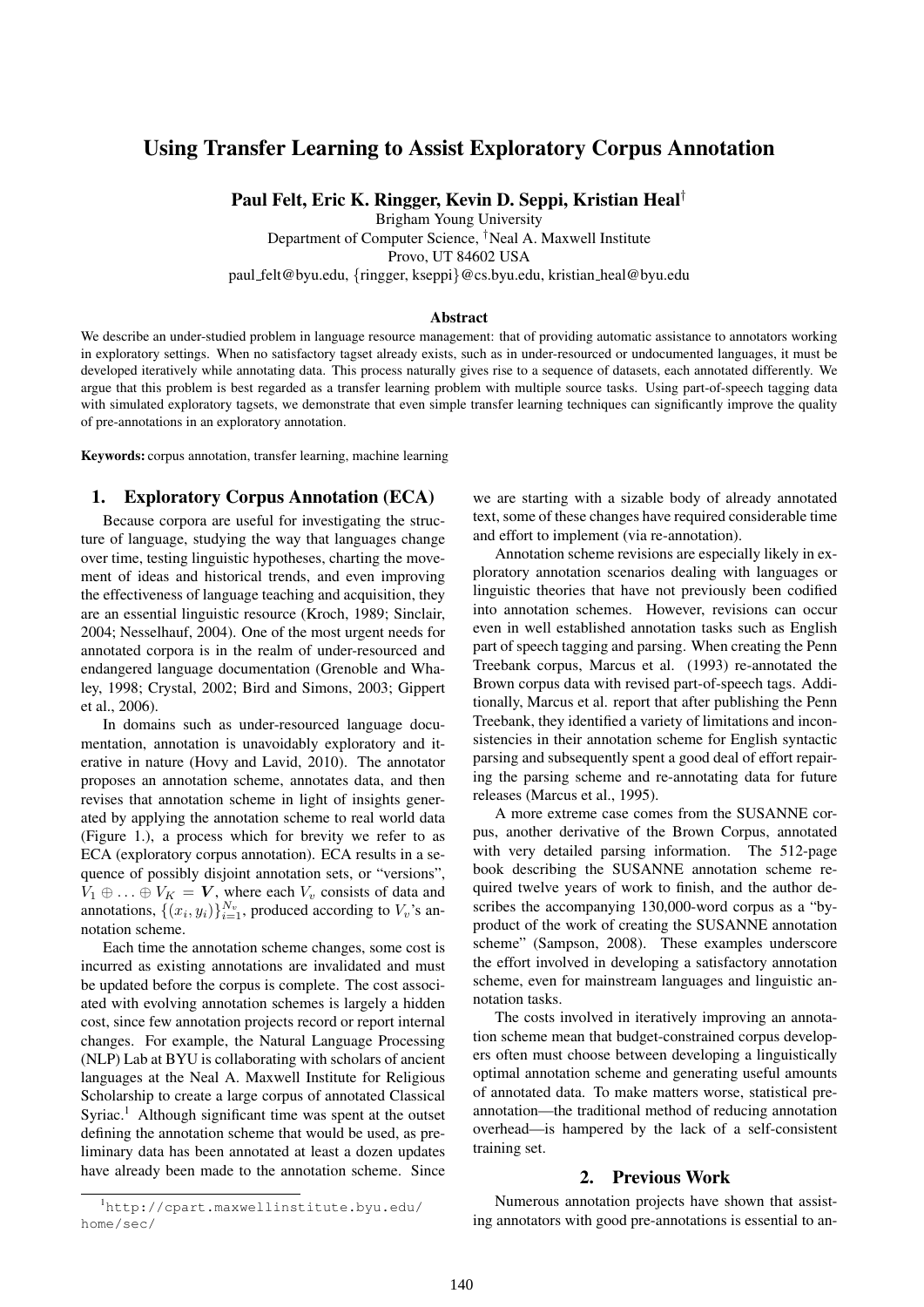# Using Transfer Learning to Assist Exploratory Corpus Annotation

**Paul Felt, Eric K. Ringger, Kevin D. Seppi, Kristian Heal**[†]

Brigham Young University
Department of Computer Science, [†]Neal A. Maxwell Institute
Provo, UT 84602 USA
paul_felt@byu.edu, {ringger, kseppi}@cs.byu.edu, kristian_heal@byu.edu

### Abstract

We describe an under-studied problem in language resource management: that of providing automatic assistance to annotators working in exploratory settings. When no satisfactory tagset already exists, such as in under-resourced or undocumented languages, it must be developed iteratively while annotating data. This process naturally gives rise to a sequence of datasets, each annotated differently. We argue that this problem is best regarded as a transfer learning problem with multiple source tasks. Using part-of-speech tagging data with simulated exploratory tagsets, we demonstrate that even simple transfer learning techniques can significantly improve the quality of pre-annotations in an exploratory annotation.

**Keywords:** corpus annotation, transfer learning, machine learning

## 1. Exploratory Corpus Annotation (ECA)

Because corpora are useful for investigating the structure of language, studying the way that languages change over time, testing linguistic hypotheses, charting the movement of ideas and historical trends, and even improving the effectiveness of language teaching and acquisition, they are an essential linguistic resource (Kroch, 1989; Sinclair, 2004; Nesselhauf, 2004). One of the most urgent needs for annotated corpora is in the realm of under-resourced and endangered language documentation (Grenoble and Whaley, 1998; Crystal, 2002; Bird and Simons, 2003; Gippert et al., 2006).

In domains such as under-resourced language documentation, annotation is unavoidably exploratory and iterative in nature (Hovy and Lavid, 2010). The annotator proposes an annotation scheme, annotates data, and then revises that annotation scheme in light of insights generated by applying the annotation scheme to real world data (Figure 1.), a process which for brevity we refer to as ECA (exploratory corpus annotation). ECA results in a sequence of possibly disjoint annotation sets, or "versions", $V_1 \oplus \ldots \oplus V_K = \boldsymbol{V}$, where each $V_v$ consists of data and annotations, $\{(x_i, y_i)\}_{i=1}^{N_v}$, produced according to $V_v$'s annotation scheme.

Each time the annotation scheme changes, some cost is incurred as existing annotations are invalidated and must be updated before the corpus is complete. The cost associated with evolving annotation schemes is largely a hidden cost, since few annotation projects record or report internal changes. For example, the Natural Language Processing (NLP) Lab at BYU is collaborating with scholars of ancient languages at the Neal A. Maxwell Institute for Religious Scholarship to create a large corpus of annotated Classical Syriac.[1] Although significant time was spent at the outset defining the annotation scheme that would be used, as preliminary data has been annotated at least a dozen updates have already been made to the annotation scheme. Since we are starting with a sizable body of already annotated text, some of these changes have required considerable time and effort to implement (via re-annotation).

Annotation scheme revisions are especially likely in exploratory annotation scenarios dealing with languages or linguistic theories that have not previously been codified into annotation schemes. However, revisions can occur even in well established annotation tasks such as English part of speech tagging and parsing. When creating the Penn Treebank corpus, Marcus et al. (1993) re-annotated the Brown corpus data with revised part-of-speech tags. Additionally, Marcus et al. report that after publishing the Penn Treebank, they identified a variety of limitations and inconsistencies in their annotation scheme for English syntactic parsing and subsequently spent a good deal of effort repairing the parsing scheme and re-annotating data for future releases (Marcus et al., 1995).

A more extreme case comes from the SUSANNE corpus, another derivative of the Brown Corpus, annotated with very detailed parsing information. The 512-page book describing the SUSANNE annotation scheme required twelve years of work to finish, and the author describes the accompanying 130,000-word corpus as a "by-product of the work of creating the SUSANNE annotation scheme" (Sampson, 2008). These examples underscore the effort involved in developing a satisfactory annotation scheme, even for mainstream languages and linguistic annotation tasks.

The costs involved in iteratively improving an annotation scheme mean that budget-constrained corpus developers often must choose between developing a linguistically optimal annotation scheme and generating useful amounts of annotated data. To make matters worse, statistical pre-annotation—the traditional method of reducing annotation overhead—is hampered by the lack of a self-consistent training set.

## 2. Previous Work

Numerous annotation projects have shown that assisting annotators with good pre-annotations is essential to an-

[1] http://cpart.maxwellinstitute.byu.edu/home/sec/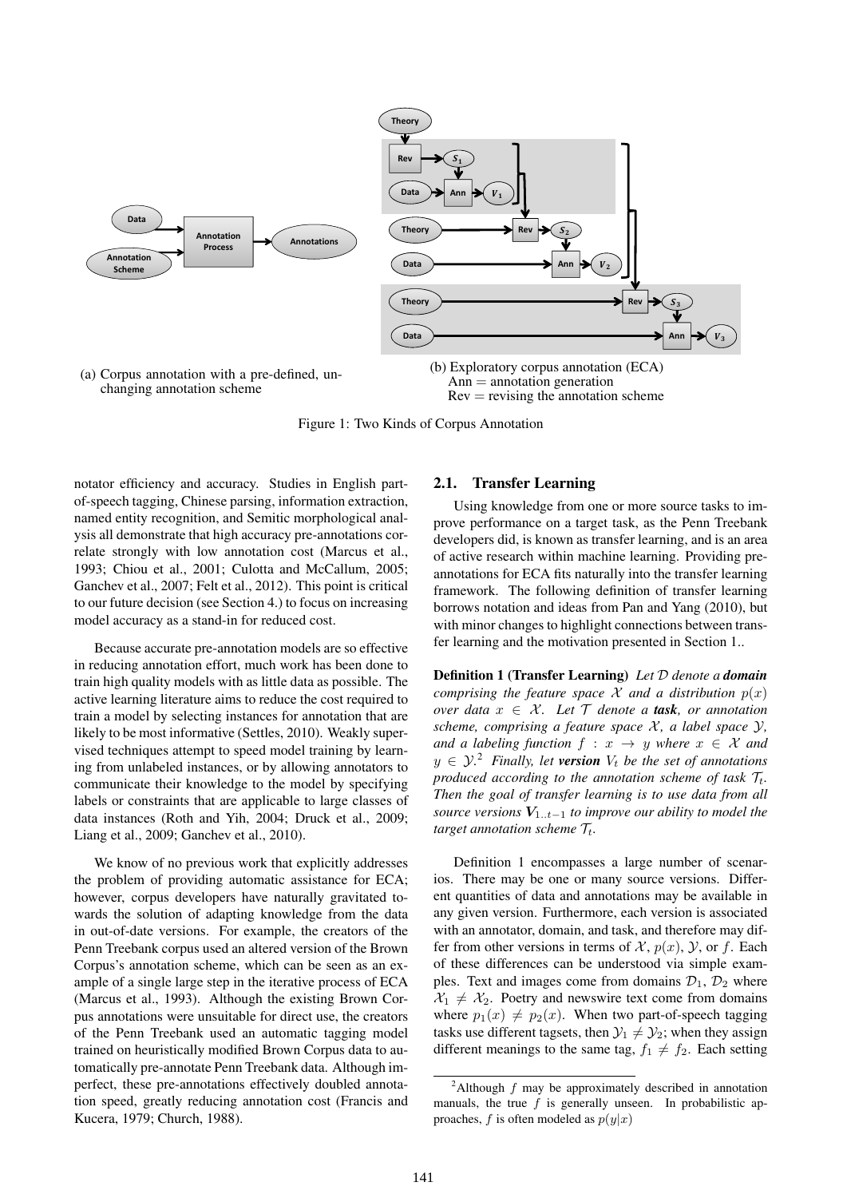(a) Corpus annotation with a pre-defined, unchanging annotation scheme

(b) Exploratory corpus annotation (ECA)
Ann = annotation generation
Rev = revising the annotation scheme

Figure 1: Two Kinds of Corpus Annotation

notator efficiency and accuracy. Studies in English part-of-speech tagging, Chinese parsing, information extraction, named entity recognition, and Semitic morphological analysis all demonstrate that high accuracy pre-annotations correlate strongly with low annotation cost (Marcus et al., 1993; Chiou et al., 2001; Culotta and McCallum, 2005; Ganchev et al., 2007; Felt et al., 2012). This point is critical to our future decision (see Section 4.) to focus on increasing model accuracy as a stand-in for reduced cost.

Because accurate pre-annotation models are so effective in reducing annotation effort, much work has been done to train high quality models with as little data as possible. The active learning literature aims to reduce the cost required to train a model by selecting instances for annotation that are likely to be most informative (Settles, 2010). Weakly supervised techniques attempt to speed model training by learning from unlabeled instances, or by allowing annotators to communicate their knowledge to the model by specifying labels or constraints that are applicable to large classes of data instances (Roth and Yih, 2004; Druck et al., 2009; Liang et al., 2009; Ganchev et al., 2010).

We know of no previous work that explicitly addresses the problem of providing automatic assistance for ECA; however, corpus developers have naturally gravitated towards the solution of adapting knowledge from the data in out-of-date versions. For example, the creators of the Penn Treebank corpus used an altered version of the Brown Corpus's annotation scheme, which can be seen as an example of a single large step in the iterative process of ECA (Marcus et al., 1993). Although the existing Brown Corpus annotations were unsuitable for direct use, the creators of the Penn Treebank used an automatic tagging model trained on heuristically modified Brown Corpus data to automatically pre-annotate Penn Treebank data. Although imperfect, these pre-annotations effectively doubled annotation speed, greatly reducing annotation cost (Francis and Kucera, 1979; Church, 1988).

## 2.1. Transfer Learning

Using knowledge from one or more source tasks to improve performance on a target task, as the Penn Treebank developers did, is known as transfer learning, and is an area of active research within machine learning. Providing pre-annotations for ECA fits naturally into the transfer learning framework. The following definition of transfer learning borrows notation and ideas from Pan and Yang (2010), but with minor changes to highlight connections between transfer learning and the motivation presented in Section 1..

**Definition 1 (Transfer Learning)** *Let $\mathcal{D}$ denote a **domain** comprising the feature space $\mathcal{X}$ and a distribution $p(x)$ over data $x \in \mathcal{X}$. Let $\mathcal{T}$ denote a **task**, or annotation scheme, comprising a feature space $\mathcal{X}$, a label space $\mathcal{Y}$, and a labeling function $f : x \rightarrow y$ where $x \in \mathcal{X}$ and $y \in \mathcal{Y}$.*[2] *Finally, let **version** $V_t$ be the set of annotations produced according to the annotation scheme of task $\mathcal{T}_t$. Then the goal of transfer learning is to use data from all source versions $\boldsymbol{V}_{1..t-1}$ to improve our ability to model the target annotation scheme $\mathcal{T}_t$.*

Definition 1 encompasses a large number of scenarios. There may be one or many source versions. Different quantities of data and annotations may be available in any given version. Furthermore, each version is associated with an annotator, domain, and task, and therefore may differ from other versions in terms of $\mathcal{X}$, $p(x)$, $\mathcal{Y}$, or $f$. Each of these differences can be understood via simple examples. Text and images come from domains $\mathcal{D}_1$, $\mathcal{D}_2$ where $\mathcal{X}_1 \neq \mathcal{X}_2$. Poetry and newswire text come from domains where $p_1(x) \neq p_2(x)$. When two part-of-speech tagging tasks use different tagsets, then $\mathcal{Y}_1 \neq \mathcal{Y}_2$; when they assign different meanings to the same tag, $f_1 \neq f_2$. Each setting

[2] Although $f$ may be approximately described in annotation manuals, the true $f$ is generally unseen. In probabilistic approaches, $f$ is often modeled as $p(y|x)$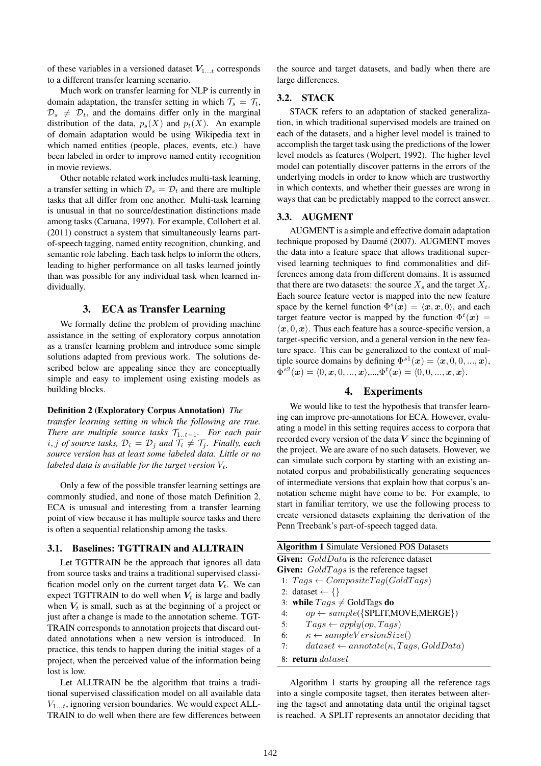of these variables in a versioned dataset $\boldsymbol{V}_{1...t}$ corresponds to a different transfer learning scenario.

Much work on transfer learning for NLP is currently in domain adaptation, the transfer setting in which $\mathcal{T}_s = \mathcal{T}_t$, $\mathcal{D}_s \neq \mathcal{D}_t$, and the domains differ only in the marginal distribution of the data, $p_s(X)$ and $p_t(X)$. An example of domain adaptation would be using Wikipedia text in which named entities (people, places, events, etc.) have been labeled in order to improve named entity recognition in movie reviews.

Other notable related work includes multi-task learning, a transfer setting in which $\mathcal{D}_s = \mathcal{D}_t$ and there are multiple tasks that all differ from one another. Multi-task learning is unusual in that no source/destination distinctions made among tasks (Caruana, 1997). For example, Collobert et al. (2011) construct a system that simultaneously learns part-of-speech tagging, named entity recognition, chunking, and semantic role labeling. Each task helps to inform the others, leading to higher performance on all tasks learned jointly than was possible for any individual task when learned individually.

## 3. ECA as Transfer Learning

We formally define the problem of providing machine assistance in the setting of exploratory corpus annotation as a transfer learning problem and introduce some simple solutions adapted from previous work. The solutions described below are appealing since they are conceptually simple and easy to implement using existing models as building blocks.

**Definition 2 (Exploratory Corpus Annotation)** *The transfer learning setting in which the following are true. There are multiple source tasks $\mathcal{T}_{1..t-1}$. For each pair $i, j$ of source tasks, $\mathcal{D}_i = \mathcal{D}_j$ and $\mathcal{T}_i \neq \mathcal{T}_j$. Finally, each source version has at least some labeled data. Little or no labeled data is available for the target version $V_t$.*

Only a few of the possible transfer learning settings are commonly studied, and none of those match Definition 2. ECA is unusual and interesting from a transfer learning point of view because it has multiple source tasks and there is often a sequential relationship among the tasks.

### 3.1. Baselines: TGTTRAIN and ALLTRAIN

Let TGTTRAIN be the approach that ignores all data from source tasks and trains a traditional supervised classification model only on the current target data $\boldsymbol{V}_t$. We can expect TGTTRAIN to do well when $\boldsymbol{V}_t$ is large and badly when $\boldsymbol{V}_t$ is small, such as at the beginning of a project or just after a change is made to the annotation scheme. TGTTRAIN corresponds to annotation projects that discard outdated annotations when a new version is introduced. In practice, this tends to happen during the initial stages of a project, when the perceived value of the information being lost is low.

Let ALLTRAIN be the algorithm that trains a traditional supervised classification model on all available data $V_{1...t}$, ignoring version boundaries. We would expect ALLTRAIN to do well when there are few differences between the source and target datasets, and badly when there are large differences.

### 3.2. STACK

STACK refers to an adaptation of stacked generalization, in which traditional supervised models are trained on each of the datasets, and a higher level model is trained to accomplish the target task using the predictions of the lower level models as features (Wolpert, 1992). The higher level model can potentially discover patterns in the errors of the underlying models in order to know which are trustworthy in which contexts, and whether their guesses are wrong in ways that can be predictably mapped to the correct answer.

### 3.3. AUGMENT

AUGMENT is a simple and effective domain adaptation technique proposed by Daumé (2007). AUGMENT moves the data into a feature space that allows traditional supervised learning techniques to find commonalities and differences among data from different domains. It is assumed that there are two datasets: the source $X_s$ and the target $X_t$. Each source feature vector is mapped into the new feature space by the kernel function $\Phi^s(\boldsymbol{x}) = \langle \boldsymbol{x}, \boldsymbol{x}, 0 \rangle$, and each target feature vector is mapped by the function $\Phi^t(\boldsymbol{x}) = \langle \boldsymbol{x}, 0, \boldsymbol{x} \rangle$. Thus each feature has a source-specific version, a target-specific version, and a general version in the new feature space. This can be generalized to the context of multiple source domains by defining $\Phi^{s1}(\boldsymbol{x}) = \langle \boldsymbol{x}, \boldsymbol{x}, 0, ..., \boldsymbol{x} \rangle$, $\Phi^{s2}(\boldsymbol{x}) = \langle 0, \boldsymbol{x}, 0, ..., \boldsymbol{x} \rangle$,...,$\Phi^{t}(\boldsymbol{x}) = \langle 0, 0, ..., \boldsymbol{x}, \boldsymbol{x} \rangle$.

## 4. Experiments

We would like to test the hypothesis that transfer learning can improve pre-annotations for ECA. However, evaluating a model in this setting requires access to corpora that recorded every version of the data $\boldsymbol{V}$ since the beginning of the project. We are aware of no such datasets. However, we can simulate such corpora by starting with an existing annotated corpus and probabilistically generating sequences of intermediate versions that explain how that corpus's annotation scheme might have come to be. For example, to start in familiar territory, we use the following process to create versioned datasets explaining the derivation of the Penn Treebank's part-of-speech tagged data.

**Algorithm 1** Simulate Versioned POS Datasets

```
Given: GoldData is the reference dataset
Given: GoldTags is the reference tagset
1: Tags ← CompositeTag(GoldTags)
2: dataset ← {}
3: while Tags ≠ GoldTags do
4:     op ← sample({SPLIT,MOVE,MERGE})
5:     Tags ← apply(op, Tags)
6:     κ ← sampleVersionSize()
7:     dataset ← annotate(κ, Tags, GoldData)
8: return dataset
```

Algorithm 1 starts by grouping all the reference tags into a single composite tagset, then iterates between altering the tagset and annotating data until the original tagset is reached. A SPLIT represents an annotator deciding that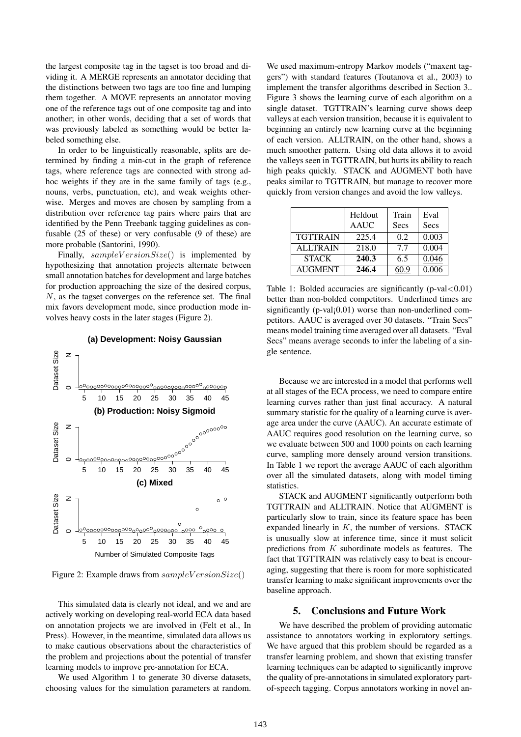the largest composite tag in the tagset is too broad and dividing it. A MERGE represents an annotator deciding that the distinctions between two tags are too fine and lumping them together. A MOVE represents an annotator moving one of the reference tags out of one composite tag and into another; in other words, deciding that a set of words that was previously labeled as something would be better labeled something else.

In order to be linguistically reasonable, splits are determined by finding a min-cut in the graph of reference tags, where reference tags are connected with strong adhoc weights if they are in the same family of tags (e.g., nouns, verbs, punctuation, etc), and weak weights otherwise. Merges and moves are chosen by sampling from a distribution over reference tag pairs where pairs that are identified by the Penn Treebank tagging guidelines as confusable (25 of these) or very confusable (9 of these) are more probable (Santorini, 1990).

Finally, $sampleVersionSize()$ is implemented by hypothesizing that annotation projects alternate between small annotation batches for development and large batches for production approaching the size of the desired corpus, $N$, as the tagset converges on the reference set. The final mix favors development mode, since production mode involves heavy costs in the later stages (Figure 2).

Figure 2: Example draws from $sampleVersionSize()$

This simulated data is clearly not ideal, and we and are actively working on developing real-world ECA data based on annotation projects we are involved in (Felt et al., In Press). However, in the meantime, simulated data allows us to make cautious observations about the characteristics of the problem and projections about the potential of transfer learning models to improve pre-annotation for ECA.

We used Algorithm 1 to generate 30 diverse datasets, choosing values for the simulation parameters at random. We used maximum-entropy Markov models ("maxent taggers") with standard features (Toutanova et al., 2003) to implement the transfer algorithms described in Section 3.. Figure 3 shows the learning curve of each algorithm on a single dataset. TGTTRAIN's learning curve shows deep valleys at each version transition, because it is equivalent to beginning an entirely new learning curve at the beginning of each version. ALLTRAIN, on the other hand, shows a much smoother pattern. Using old data allows it to avoid the valleys seen in TGTTRAIN, but hurts its ability to reach high peaks quickly. STACK and AUGMENT both have peaks similar to TGTTRAIN, but manage to recover more quickly from version changes and avoid the low valleys.

| | Heldout AAUC | Train Secs | Eval Secs |
|---|---|---|---|
| TGTTRAIN | 225.4 | 0.2 | 0.003 |
| ALLTRAIN | 218.0 | 7.7 | 0.004 |
| STACK | **240.3** | 6.5 | <u>0.046</u> |
| AUGMENT | **246.4** | <u>60.9</u> | 0.006 |

Table 1: Bolded accuracies are significantly (p-val<0.01) better than non-bolded competitors. Underlined times are significantly (p-val¡0.01) worse than non-underlined competitors. AAUC is averaged over 30 datasets. "Train Secs" means model training time averaged over all datasets. "Eval Secs" means average seconds to infer the labeling of a single sentence.

Because we are interested in a model that performs well at all stages of the ECA process, we need to compare entire learning curves rather than just final accuracy. A natural summary statistic for the quality of a learning curve is average area under the curve (AAUC). An accurate estimate of AAUC requires good resolution on the learning curve, so we evaluate between 500 and 1000 points on each learning curve, sampling more densely around version transitions. In Table 1 we report the average AAUC of each algorithm over all the simulated datasets, along with model timing statistics.

STACK and AUGMENT significantly outperform both TGTTRAIN and ALLTRAIN. Notice that AUGMENT is particularly slow to train, since its feature space has been expanded linearly in $K$, the number of versions. STACK is unusually slow at inference time, since it must solicit predictions from $K$ subordinate models as features. The fact that TGTTRAIN was relatively easy to beat is encouraging, suggesting that there is room for more sophisticated transfer learning to make significant improvements over the baseline approach.

## 5. Conclusions and Future Work

We have described the problem of providing automatic assistance to annotators working in exploratory settings. We have argued that this problem should be regarded as a transfer learning problem, and shown that existing transfer learning techniques can be adapted to significantly improve the quality of pre-annotations in simulated exploratory part-of-speech tagging. Corpus annotators working in novel an-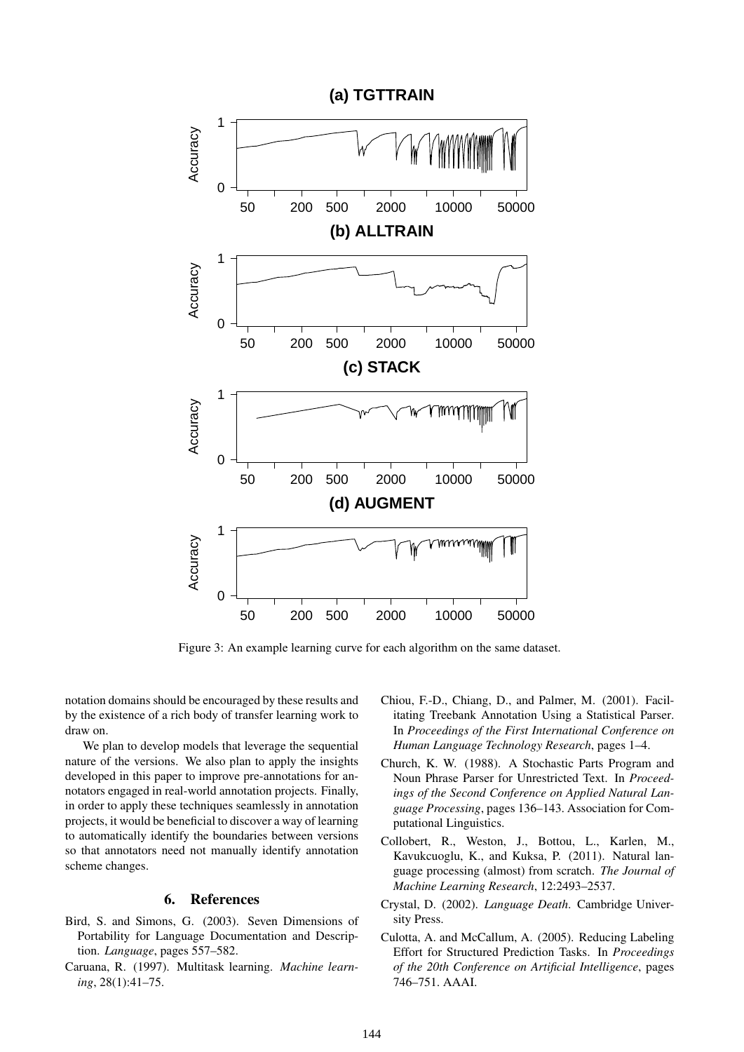Figure 3: An example learning curve for each algorithm on the same dataset.

notation domains should be encouraged by these results and by the existence of a rich body of transfer learning work to draw on.

We plan to develop models that leverage the sequential nature of the versions. We also plan to apply the insights developed in this paper to improve pre-annotations for annotators engaged in real-world annotation projects. Finally, in order to apply these techniques seamlessly in annotation projects, it would be beneficial to discover a way of learning to automatically identify the boundaries between versions so that annotators need not manually identify annotation scheme changes.

## 6. References

Bird, S. and Simons, G. (2003). Seven Dimensions of Portability for Language Documentation and Description. *Language*, pages 557–582.

Caruana, R. (1997). Multitask learning. *Machine learning*, 28(1):41–75.

Chiou, F.-D., Chiang, D., and Palmer, M. (2001). Facilitating Treebank Annotation Using a Statistical Parser. In *Proceedings of the First International Conference on Human Language Technology Research*, pages 1–4.

Church, K. W. (1988). A Stochastic Parts Program and Noun Phrase Parser for Unrestricted Text. In *Proceedings of the Second Conference on Applied Natural Language Processing*, pages 136–143. Association for Computational Linguistics.

Collobert, R., Weston, J., Bottou, L., Karlen, M., Kavukcuoglu, K., and Kuksa, P. (2011). Natural language processing (almost) from scratch. *The Journal of Machine Learning Research*, 12:2493–2537.

Crystal, D. (2002). *Language Death*. Cambridge University Press.

Culotta, A. and McCallum, A. (2005). Reducing Labeling Effort for Structured Prediction Tasks. In *Proceedings of the 20th Conference on Artificial Intelligence*, pages 746–751. AAAI.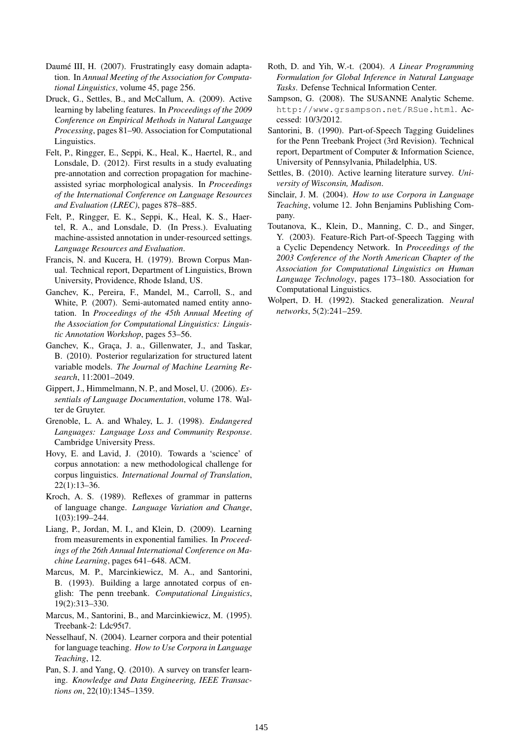Daumé III, H. (2007). Frustratingly easy domain adaptation. In *Annual Meeting of the Association for Computational Linguistics*, volume 45, page 256.

Druck, G., Settles, B., and McCallum, A. (2009). Active learning by labeling features. In *Proceedings of the 2009 Conference on Empirical Methods in Natural Language Processing*, pages 81–90. Association for Computational Linguistics.

Felt, P., Ringger, E., Seppi, K., Heal, K., Haertel, R., and Lonsdale, D. (2012). First results in a study evaluating pre-annotation and correction propagation for machine-assisted syriac morphological analysis. In *Proceedings of the International Conference on Language Resources and Evaluation (LREC)*, pages 878–885.

Felt, P., Ringger, E. K., Seppi, K., Heal, K. S., Haertel, R. A., and Lonsdale, D. (In Press.). Evaluating machine-assisted annotation in under-resourced settings. *Language Resources and Evaluation*.

Francis, N. and Kucera, H. (1979). Brown Corpus Manual. Technical report, Department of Linguistics, Brown University, Providence, Rhode Island, US.

Ganchev, K., Pereira, F., Mandel, M., Carroll, S., and White, P. (2007). Semi-automated named entity annotation. In *Proceedings of the 45th Annual Meeting of the Association for Computational Linguistics: Linguistic Annotation Workshop*, pages 53–56.

Ganchev, K., Graça, J. a., Gillenwater, J., and Taskar, B. (2010). Posterior regularization for structured latent variable models. *The Journal of Machine Learning Research*, 11:2001–2049.

Gippert, J., Himmelmann, N. P., and Mosel, U. (2006). *Essentials of Language Documentation*, volume 178. Walter de Gruyter.

Grenoble, L. A. and Whaley, L. J. (1998). *Endangered Languages: Language Loss and Community Response*. Cambridge University Press.

Hovy, E. and Lavid, J. (2010). Towards a 'science' of corpus annotation: a new methodological challenge for corpus linguistics. *International Journal of Translation*, 22(1):13–36.

Kroch, A. S. (1989). Reflexes of grammar in patterns of language change. *Language Variation and Change*, 1(03):199–244.

Liang, P., Jordan, M. I., and Klein, D. (2009). Learning from measurements in exponential families. In *Proceedings of the 26th Annual International Conference on Machine Learning*, pages 641–648. ACM.

Marcus, M. P., Marcinkiewicz, M. A., and Santorini, B. (1993). Building a large annotated corpus of english: The penn treebank. *Computational Linguistics*, 19(2):313–330.

Marcus, M., Santorini, B., and Marcinkiewicz, M. (1995). Treebank-2: Ldc95t7.

Nesselhauf, N. (2004). Learner corpora and their potential for language teaching. *How to Use Corpora in Language Teaching*, 12.

Pan, S. J. and Yang, Q. (2010). A survey on transfer learning. *Knowledge and Data Engineering, IEEE Transactions on*, 22(10):1345–1359.

Roth, D. and Yih, W.-t. (2004). *A Linear Programming Formulation for Global Inference in Natural Language Tasks*. Defense Technical Information Center.

Sampson, G. (2008). The SUSANNE Analytic Scheme. `http://www.grsampson.net/RSue.html`. Accessed: 10/3/2012.

Santorini, B. (1990). Part-of-Speech Tagging Guidelines for the Penn Treebank Project (3rd Revision). Technical report, Department of Computer & Information Science, University of Pennsylvania, Philadelphia, US.

Settles, B. (2010). Active learning literature survey. *University of Wisconsin, Madison*.

Sinclair, J. M. (2004). *How to use Corpora in Language Teaching*, volume 12. John Benjamins Publishing Company.

Toutanova, K., Klein, D., Manning, C. D., and Singer, Y. (2003). Feature-Rich Part-of-Speech Tagging with a Cyclic Dependency Network. In *Proceedings of the 2003 Conference of the North American Chapter of the Association for Computational Linguistics on Human Language Technology*, pages 173–180. Association for Computational Linguistics.

Wolpert, D. H. (1992). Stacked generalization. *Neural networks*, 5(2):241–259.